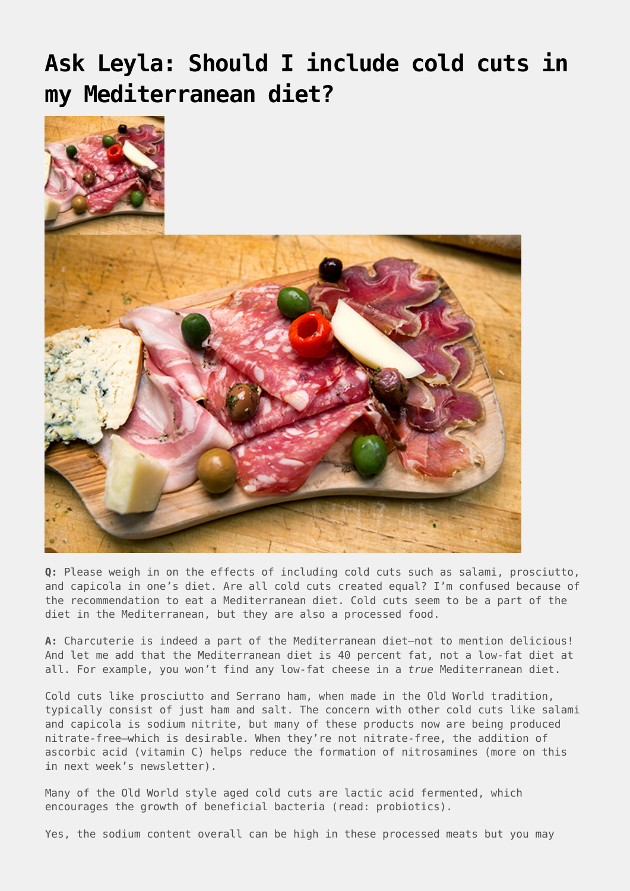# Ask Leyla: Should I include cold cuts in my Mediterranean diet?

**Q:** Please weigh in on the effects of including cold cuts such as salami, prosciutto, and capicola in one's diet. Are all cold cuts created equal? I'm confused because of the recommendation to eat a Mediterranean diet. Cold cuts seem to be a part of the diet in the Mediterranean, but they are also a processed food.

**A:** Charcuterie is indeed a part of the Mediterranean diet—not to mention delicious! And let me add that the Mediterranean diet is 40 percent fat, not a low-fat diet at all. For example, you won't find any low-fat cheese in a *true* Mediterranean diet.

Cold cuts like prosciutto and Serrano ham, when made in the Old World tradition, typically consist of just ham and salt. The concern with other cold cuts like salami and capicola is sodium nitrite, but many of these products now are being produced nitrate-free—which is desirable. When they're not nitrate-free, the addition of ascorbic acid (vitamin C) helps reduce the formation of nitrosamines (more on this in next week's newsletter).

Many of the Old World style aged cold cuts are lactic acid fermented, which encourages the growth of beneficial bacteria (read: probiotics).

Yes, the sodium content overall can be high in these processed meats but you may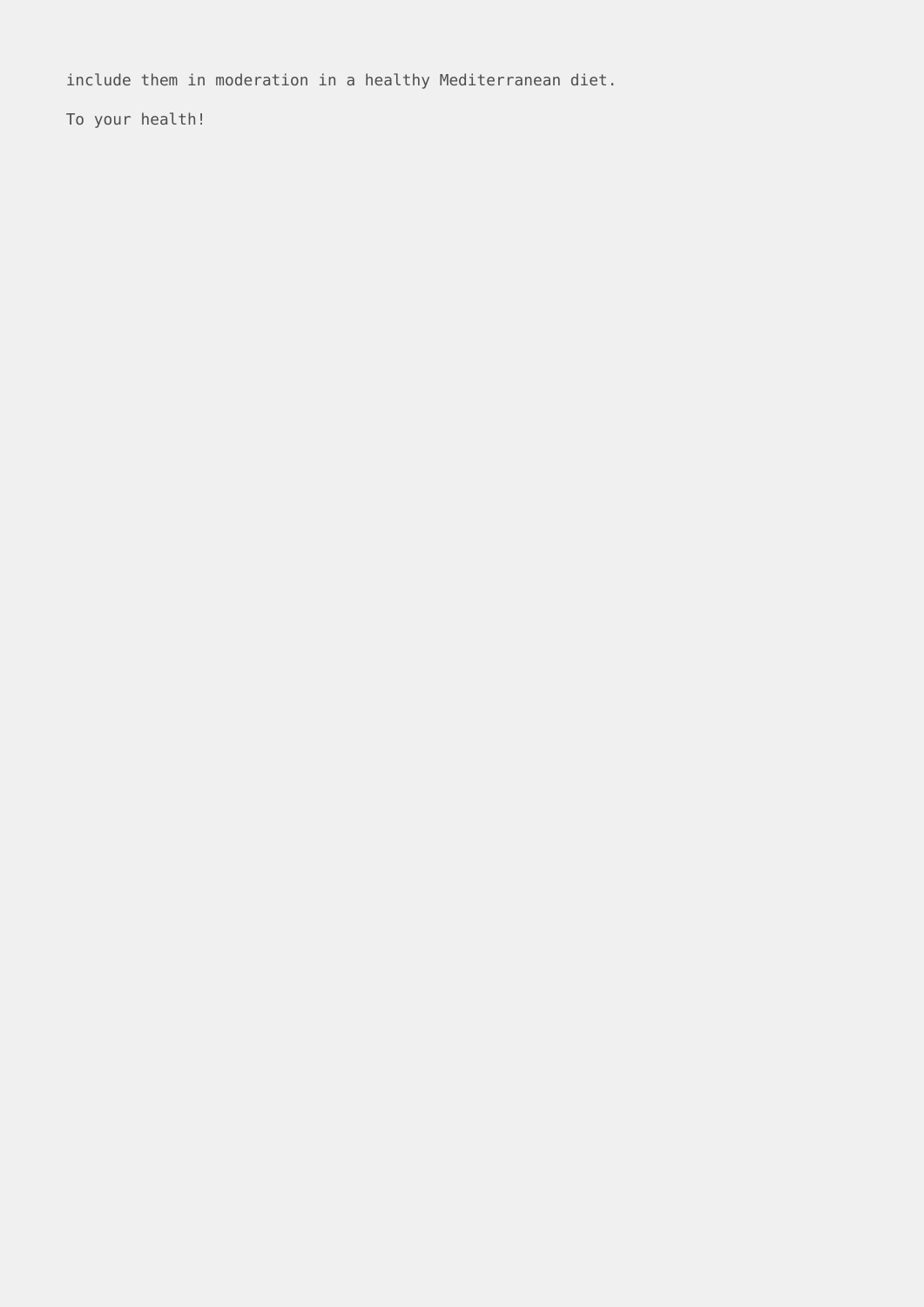include them in moderation in a healthy Mediterranean diet.

To your health!